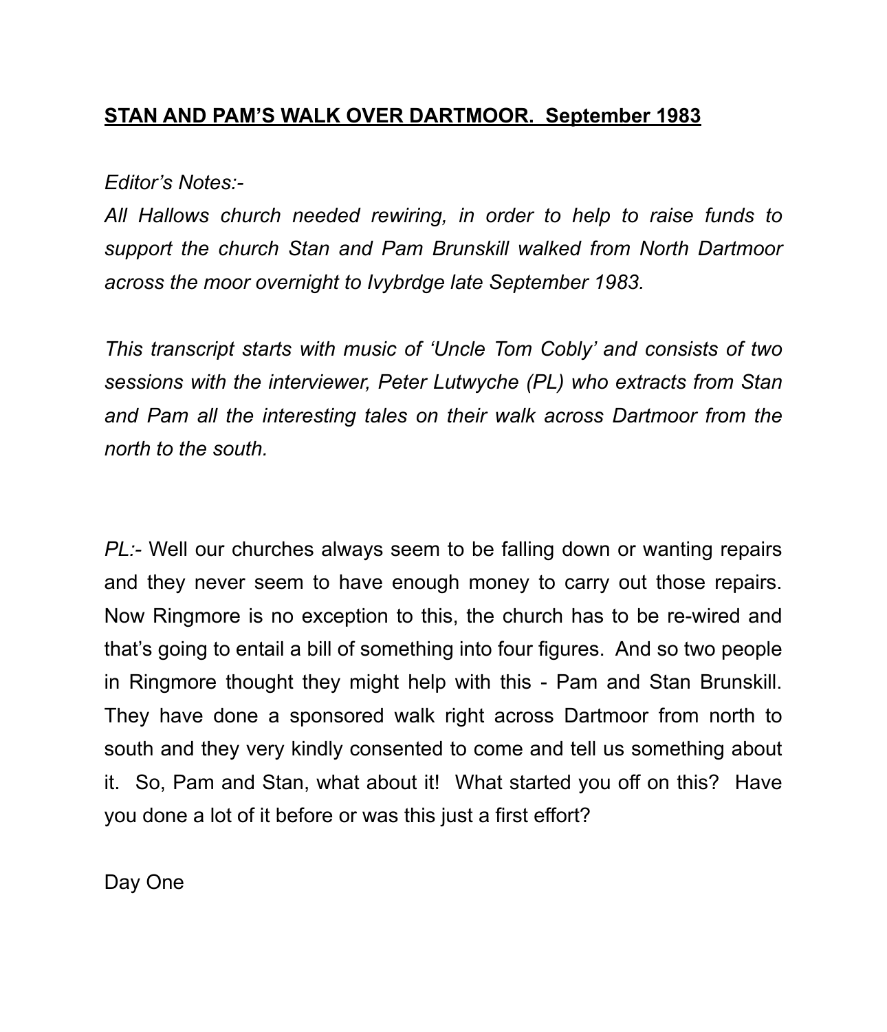## **STAN AND PAM'S WALK OVER DARTMOOR. September 1983**

*Editor's Notes:-*

*All Hallows church needed rewiring, in order to help to raise funds to support the church Stan and Pam Brunskill walked from North Dartmoor across the moor overnight to Ivybrdge late September 1983.*

*This transcript starts with music of 'Uncle Tom Cobly' and consists of two sessions with the interviewer, Peter Lutwyche (PL) who extracts from Stan and Pam all the interesting tales on their walk across Dartmoor from the north to the south.*

*PL:-* Well our churches always seem to be falling down or wanting repairs and they never seem to have enough money to carry out those repairs. Now Ringmore is no exception to this, the church has to be re-wired and that's going to entail a bill of something into four figures. And so two people in Ringmore thought they might help with this - Pam and Stan Brunskill. They have done a sponsored walk right across Dartmoor from north to south and they very kindly consented to come and tell us something about it. So, Pam and Stan, what about it! What started you off on this? Have you done a lot of it before or was this just a first effort?

Day One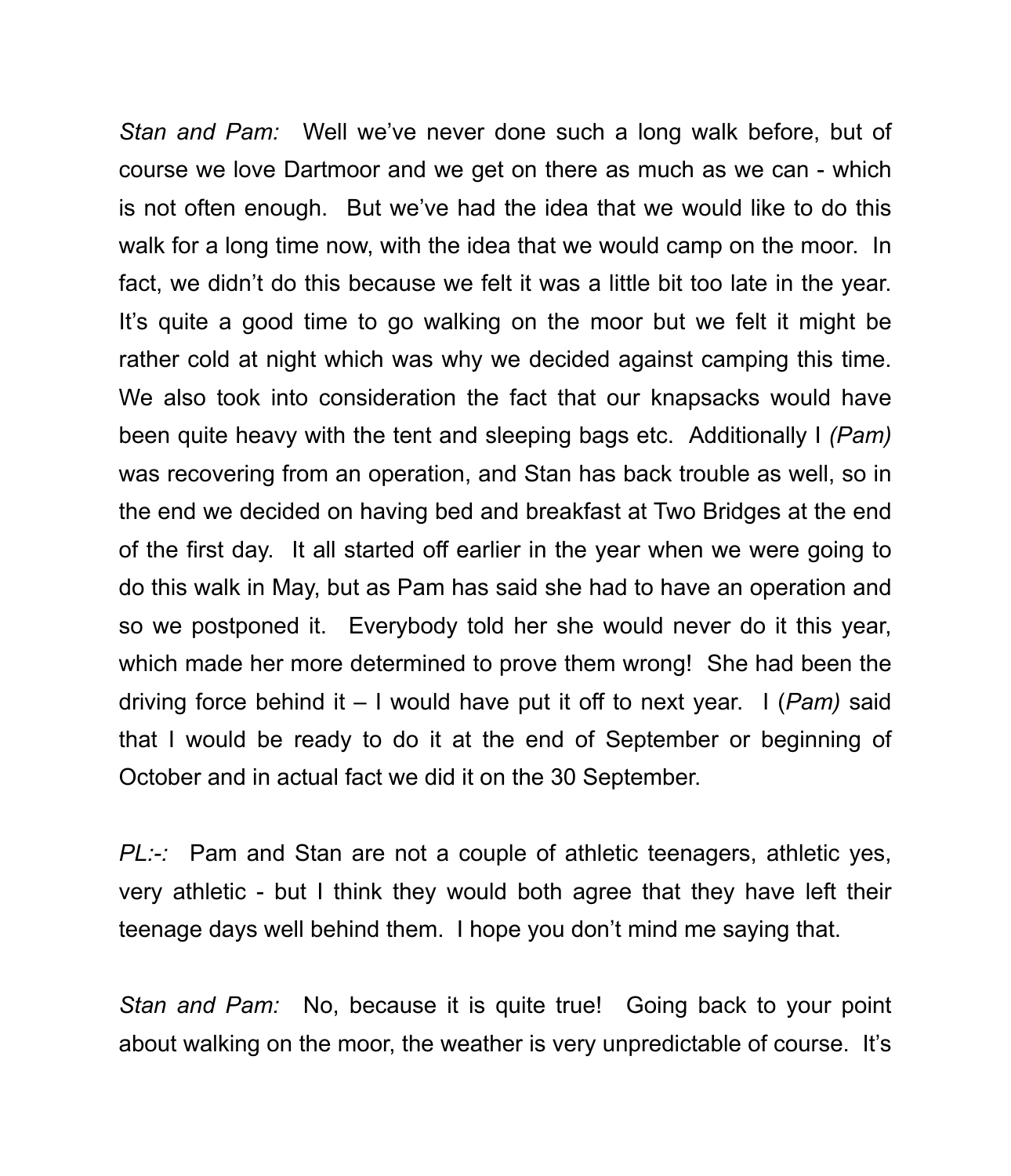*Stan and Pam:* Well we've never done such a long walk before, but of course we love Dartmoor and we get on there as much as we can - which is not often enough. But we've had the idea that we would like to do this walk for a long time now, with the idea that we would camp on the moor. In fact, we didn't do this because we felt it was a little bit too late in the year. It's quite a good time to go walking on the moor but we felt it might be rather cold at night which was why we decided against camping this time. We also took into consideration the fact that our knapsacks would have been quite heavy with the tent and sleeping bags etc. Additionally I *(Pam)* was recovering from an operation, and Stan has back trouble as well, so in the end we decided on having bed and breakfast at Two Bridges at the end of the first day. It all started off earlier in the year when we were going to do this walk in May, but as Pam has said she had to have an operation and so we postponed it. Everybody told her she would never do it this year, which made her more determined to prove them wrong! She had been the driving force behind it – I would have put it off to next year. I (*Pam)* said that I would be ready to do it at the end of September or beginning of October and in actual fact we did it on the 30 September.

*PL:-:* Pam and Stan are not a couple of athletic teenagers, athletic yes, very athletic - but I think they would both agree that they have left their teenage days well behind them. I hope you don't mind me saying that.

*Stan and Pam:* No, because it is quite true! Going back to your point about walking on the moor, the weather is very unpredictable of course. It's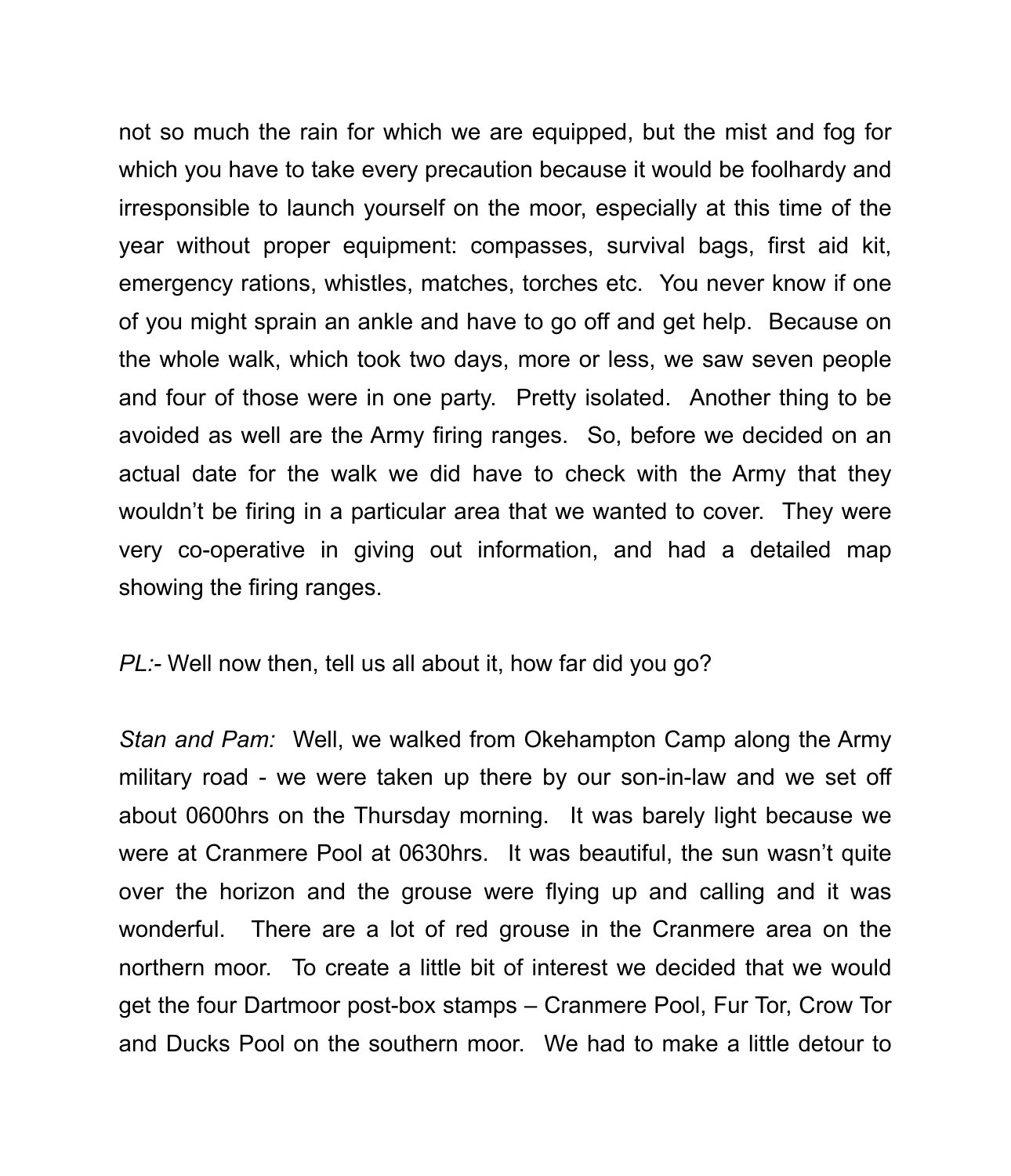not so much the rain for which we are equipped, but the mist and fog for which you have to take every precaution because it would be foolhardy and irresponsible to launch yourself on the moor, especially at this time of the year without proper equipment: compasses, survival bags, first aid kit, emergency rations, whistles, matches, torches etc. You never know if one of you might sprain an ankle and have to go off and get help. Because on the whole walk, which took two days, more or less, we saw seven people and four of those were in one party. Pretty isolated. Another thing to be avoided as well are the Army firing ranges. So, before we decided on an actual date for the walk we did have to check with the Army that they wouldn't be firing in a particular area that we wanted to cover. They were very co-operative in giving out information, and had a detailed map showing the firing ranges.

*PL:-* Well now then, tell us all about it, how far did you go?

*Stan and Pam:* Well, we walked from Okehampton Camp along the Army military road - we were taken up there by our son-in-law and we set off about 0600hrs on the Thursday morning. It was barely light because we were at Cranmere Pool at 0630hrs. It was beautiful, the sun wasn't quite over the horizon and the grouse were flying up and calling and it was wonderful. There are a lot of red grouse in the Cranmere area on the northern moor. To create a little bit of interest we decided that we would get the four Dartmoor post-box stamps – Cranmere Pool, Fur Tor, Crow Tor and Ducks Pool on the southern moor. We had to make a little detour to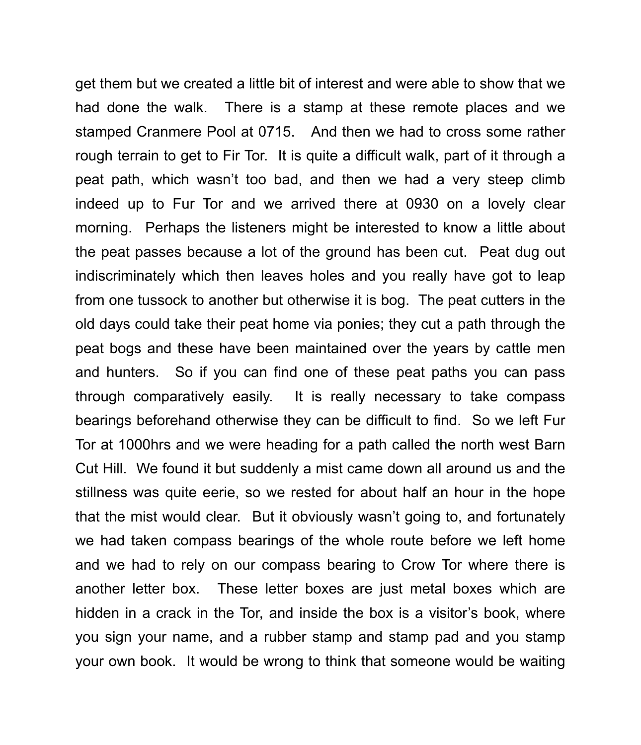get them but we created a little bit of interest and were able to show that we had done the walk. There is a stamp at these remote places and we stamped Cranmere Pool at 0715. And then we had to cross some rather rough terrain to get to Fir Tor. It is quite a difficult walk, part of it through a peat path, which wasn't too bad, and then we had a very steep climb indeed up to Fur Tor and we arrived there at 0930 on a lovely clear morning. Perhaps the listeners might be interested to know a little about the peat passes because a lot of the ground has been cut. Peat dug out indiscriminately which then leaves holes and you really have got to leap from one tussock to another but otherwise it is bog. The peat cutters in the old days could take their peat home via ponies; they cut a path through the peat bogs and these have been maintained over the years by cattle men and hunters. So if you can find one of these peat paths you can pass through comparatively easily. It is really necessary to take compass bearings beforehand otherwise they can be difficult to find. So we left Fur Tor at 1000hrs and we were heading for a path called the north west Barn Cut Hill. We found it but suddenly a mist came down all around us and the stillness was quite eerie, so we rested for about half an hour in the hope that the mist would clear. But it obviously wasn't going to, and fortunately we had taken compass bearings of the whole route before we left home and we had to rely on our compass bearing to Crow Tor where there is another letter box. These letter boxes are just metal boxes which are hidden in a crack in the Tor, and inside the box is a visitor's book, where you sign your name, and a rubber stamp and stamp pad and you stamp your own book. It would be wrong to think that someone would be waiting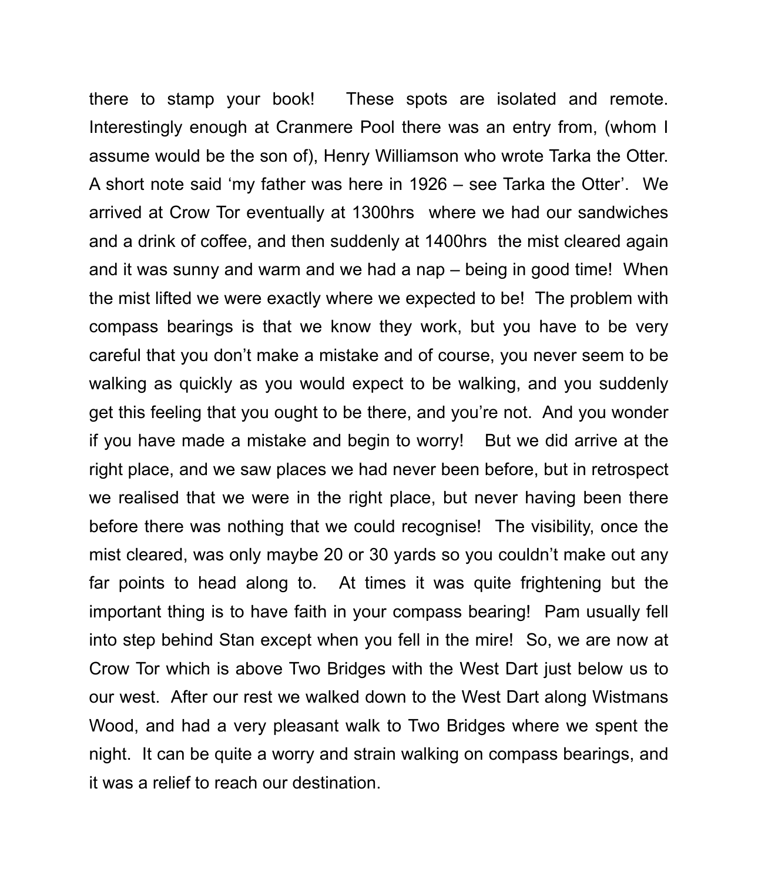there to stamp your book!  These spots are isolated and remote. Interestingly enough at Cranmere Pool there was an entry from, (whom I assume would be the son of), Henry Williamson who wrote Tarka the Otter. A short note said 'my father was here in 1926 – see Tarka the Otter'.  We arrived at Crow Tor eventually at 1300hrs  where we had our sandwiches and a drink of coffee, and then suddenly at 1400hrs  the mist cleared again and it was sunny and warm and we had a nap – being in good time!  When the mist lifted we were exactly where we expected to be!  The problem with compass bearings is that we know they work, but you have to be very careful that you don't make a mistake and of course, you never seem to be walking as quickly as you would expect to be walking, and you suddenly get this feeling that you ought to be there, and you're not.  And you wonder if you have made a mistake and begin to worry!   But we did arrive at the right place, and we saw places we had never been before, but in retrospect we realised that we were in the right place, but never having been there before there was nothing that we could recognise!  The visibility, once the mist cleared, was only maybe 20 or 30 yards so you couldn't make out any far points to head along to.  At times it was quite frightening but the important thing is to have faith in your compass bearing!  Pam usually fell into step behind Stan except when you fell in the mire!  So, we are now at Crow Tor which is above Two Bridges with the West Dart just below us to our west.  After our rest we walked down to the West Dart along Wistmans Wood, and had a very pleasant walk to Two Bridges where we spent the night.  It can be quite a worry and strain walking on compass bearings, and it was a relief to reach our destination.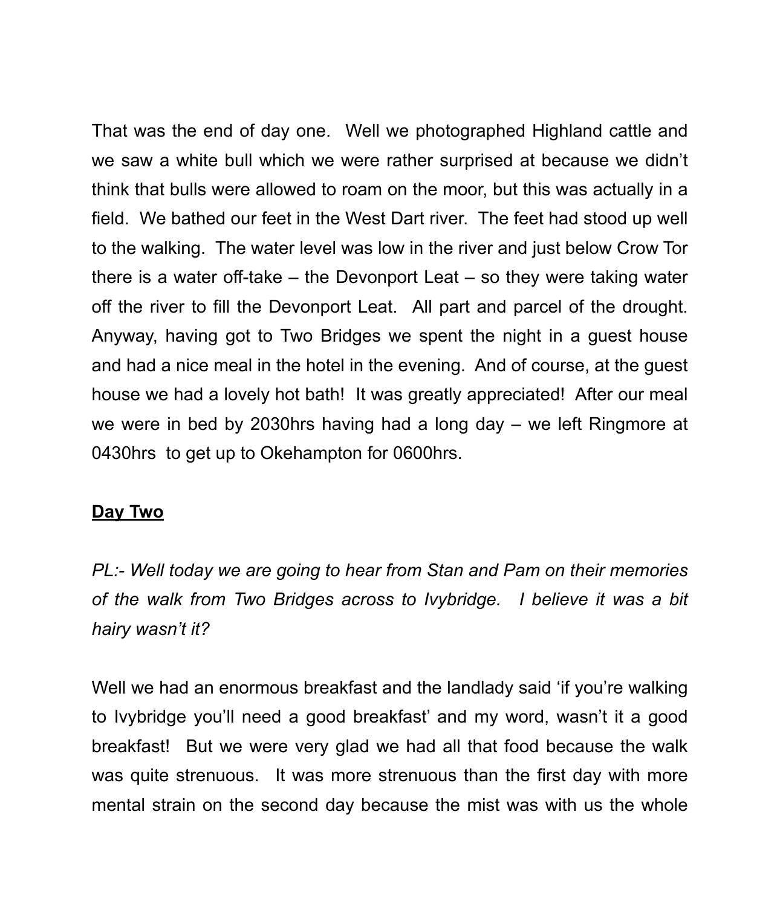That was the end of day one.  Well we photographed Highland cattle and we saw a white bull which we were rather surprised at because we didn't think that bulls were allowed to roam on the moor, but this was actually in a field.  We bathed our feet in the West Dart river.  The feet had stood up well to the walking.  The water level was low in the river and just below Crow Tor there is a water off-take – the Devonport Leat – so they were taking water off the river to fill the Devonport Leat.  All part and parcel of the drought.  Anyway, having got to Two Bridges we spent the night in a guest house and had a nice meal in the hotel in the evening.  And of course, at the guest house we had a lovely hot bath!  It was greatly appreciated!  After our meal we were in bed by 2030hrs having had a long day – we left Ringmore at 0430hrs  to get up to Okehampton for 0600hrs.

## <u>Day Two</u>

*PL:- Well today we are going to hear from Stan and Pam on their memories of the walk from Two Bridges across to Ivybridge.  I believe it was a bit hairy wasn't it?*

Well we had an enormous breakfast and the landlady said 'if you're walking to Ivybridge you'll need a good breakfast' and my word, wasn't it a good breakfast!  But we were very glad we had all that food because the walk was quite strenuous.  It was more strenuous than the first day with more mental strain on the second day because the mist was with us the whole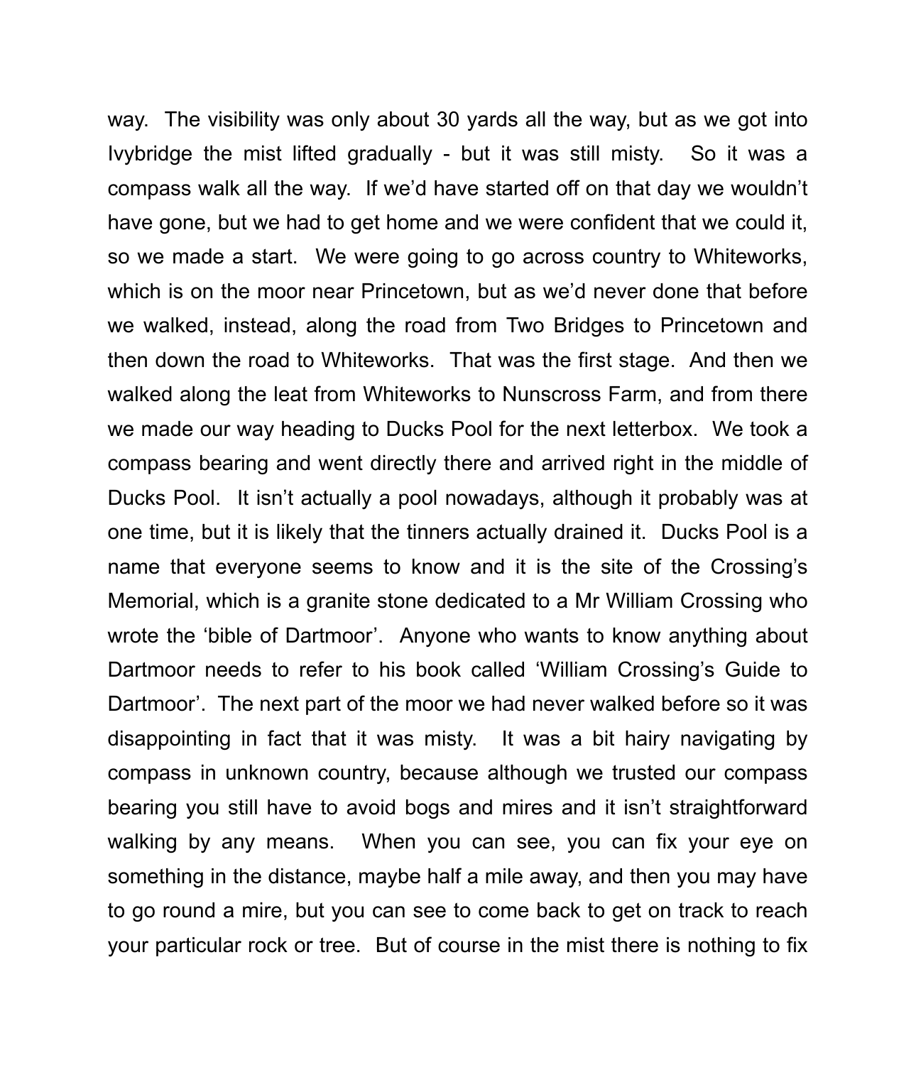way. The visibility was only about 30 yards all the way, but as we got into Ivybridge the mist lifted gradually - but it was still misty. So it was a compass walk all the way. If we'd have started off on that day we wouldn't have gone, but we had to get home and we were confident that we could it, so we made a start. We were going to go across country to Whiteworks, which is on the moor near Princetown, but as we'd never done that before we walked, instead, along the road from Two Bridges to Princetown and then down the road to Whiteworks. That was the first stage. And then we walked along the leat from Whiteworks to Nunscross Farm, and from there we made our way heading to Ducks Pool for the next letterbox. We took a compass bearing and went directly there and arrived right in the middle of Ducks Pool. It isn't actually a pool nowadays, although it probably was at one time, but it is likely that the tinners actually drained it. Ducks Pool is a name that everyone seems to know and it is the site of the Crossing's Memorial, which is a granite stone dedicated to a Mr William Crossing who wrote the 'bible of Dartmoor'. Anyone who wants to know anything about Dartmoor needs to refer to his book called 'William Crossing's Guide to Dartmoor'. The next part of the moor we had never walked before so it was disappointing in fact that it was misty. It was a bit hairy navigating by compass in unknown country, because although we trusted our compass bearing you still have to avoid bogs and mires and it isn't straightforward walking by any means. When you can see, you can fix your eye on something in the distance, maybe half a mile away, and then you may have to go round a mire, but you can see to come back to get on track to reach your particular rock or tree. But of course in the mist there is nothing to fix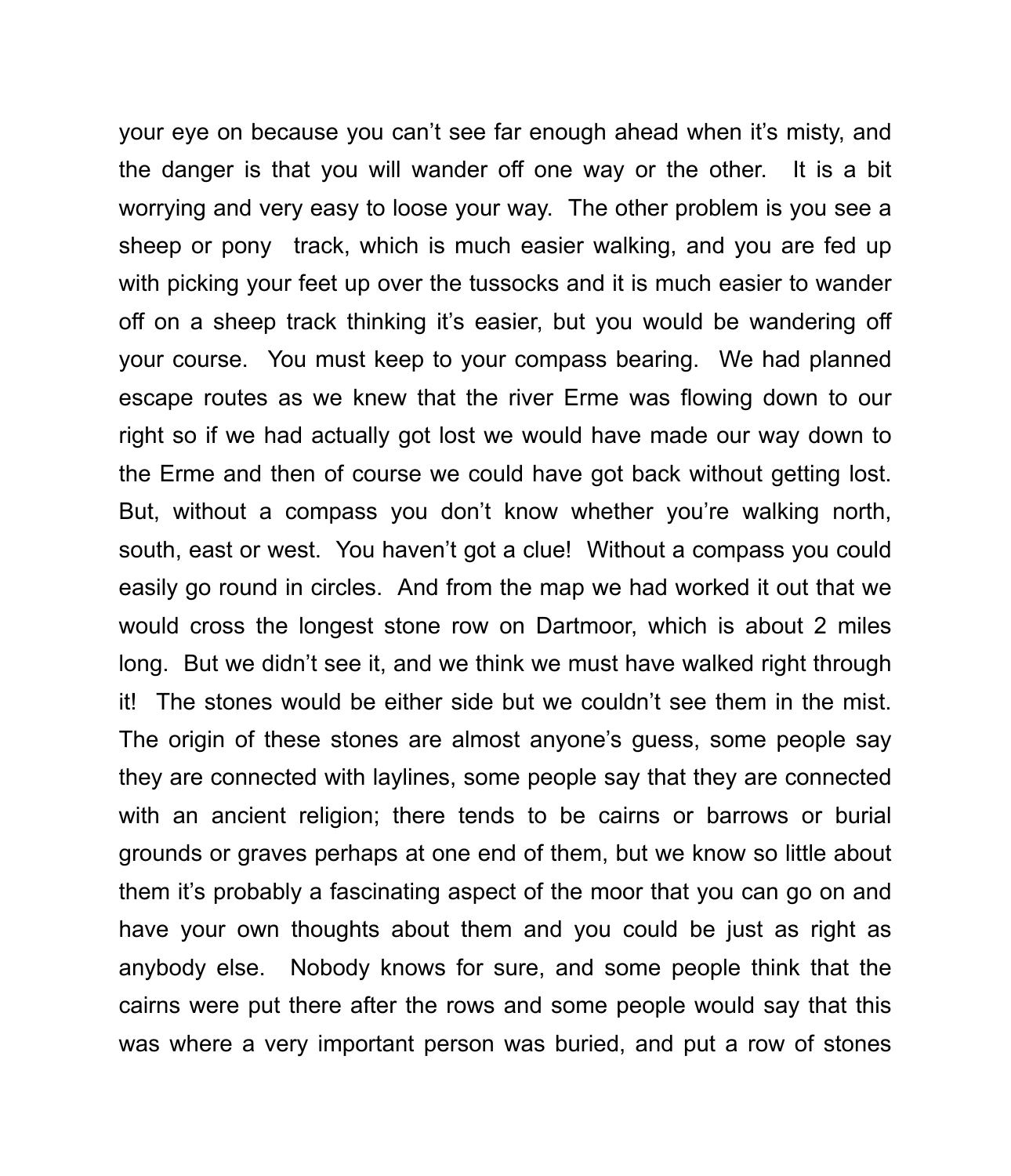your eye on because you can't see far enough ahead when it's misty, and the danger is that you will wander off one way or the other. It is a bit worrying and very easy to loose your way. The other problem is you see a sheep or pony track, which is much easier walking, and you are fed up with picking your feet up over the tussocks and it is much easier to wander off on a sheep track thinking it's easier, but you would be wandering off your course. You must keep to your compass bearing. We had planned escape routes as we knew that the river Erme was flowing down to our right so if we had actually got lost we would have made our way down to the Erme and then of course we could have got back without getting lost. But, without a compass you don't know whether you're walking north, south, east or west. You haven't got a clue! Without a compass you could easily go round in circles. And from the map we had worked it out that we would cross the longest stone row on Dartmoor, which is about 2 miles long. But we didn't see it, and we think we must have walked right through it! The stones would be either side but we couldn't see them in the mist. The origin of these stones are almost anyone's guess, some people say they are connected with laylines, some people say that they are connected with an ancient religion; there tends to be cairns or barrows or burial grounds or graves perhaps at one end of them, but we know so little about them it's probably a fascinating aspect of the moor that you can go on and have your own thoughts about them and you could be just as right as anybody else. Nobody knows for sure, and some people think that the cairns were put there after the rows and some people would say that this was where a very important person was buried, and put a row of stones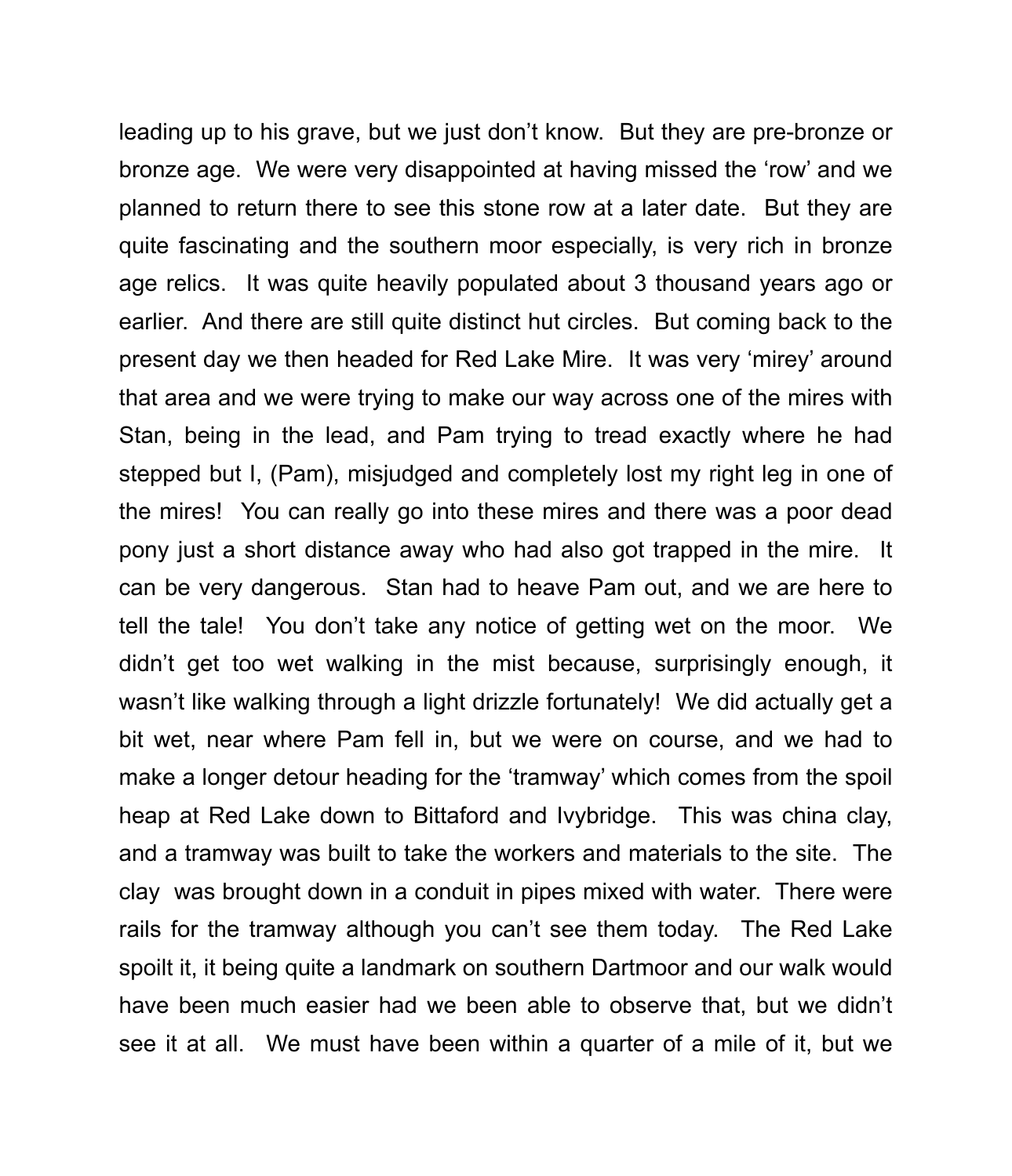leading up to his grave, but we just don't know. But they are pre-bronze or bronze age. We were very disappointed at having missed the 'row' and we planned to return there to see this stone row at a later date. But they are quite fascinating and the southern moor especially, is very rich in bronze age relics. It was quite heavily populated about 3 thousand years ago or earlier. And there are still quite distinct hut circles. But coming back to the present day we then headed for Red Lake Mire. It was very 'mirey' around that area and we were trying to make our way across one of the mires with Stan, being in the lead, and Pam trying to tread exactly where he had stepped but I, (Pam), misjudged and completely lost my right leg in one of the mires! You can really go into these mires and there was a poor dead pony just a short distance away who had also got trapped in the mire. It can be very dangerous. Stan had to heave Pam out, and we are here to tell the tale! You don't take any notice of getting wet on the moor. We didn't get too wet walking in the mist because, surprisingly enough, it wasn't like walking through a light drizzle fortunately! We did actually get a bit wet, near where Pam fell in, but we were on course, and we had to make a longer detour heading for the 'tramway' which comes from the spoil heap at Red Lake down to Bittaford and Ivybridge. This was china clay, and a tramway was built to take the workers and materials to the site. The clay was brought down in a conduit in pipes mixed with water. There were rails for the tramway although you can't see them today. The Red Lake spoilt it, it being quite a landmark on southern Dartmoor and our walk would have been much easier had we been able to observe that, but we didn't see it at all. We must have been within a quarter of a mile of it, but we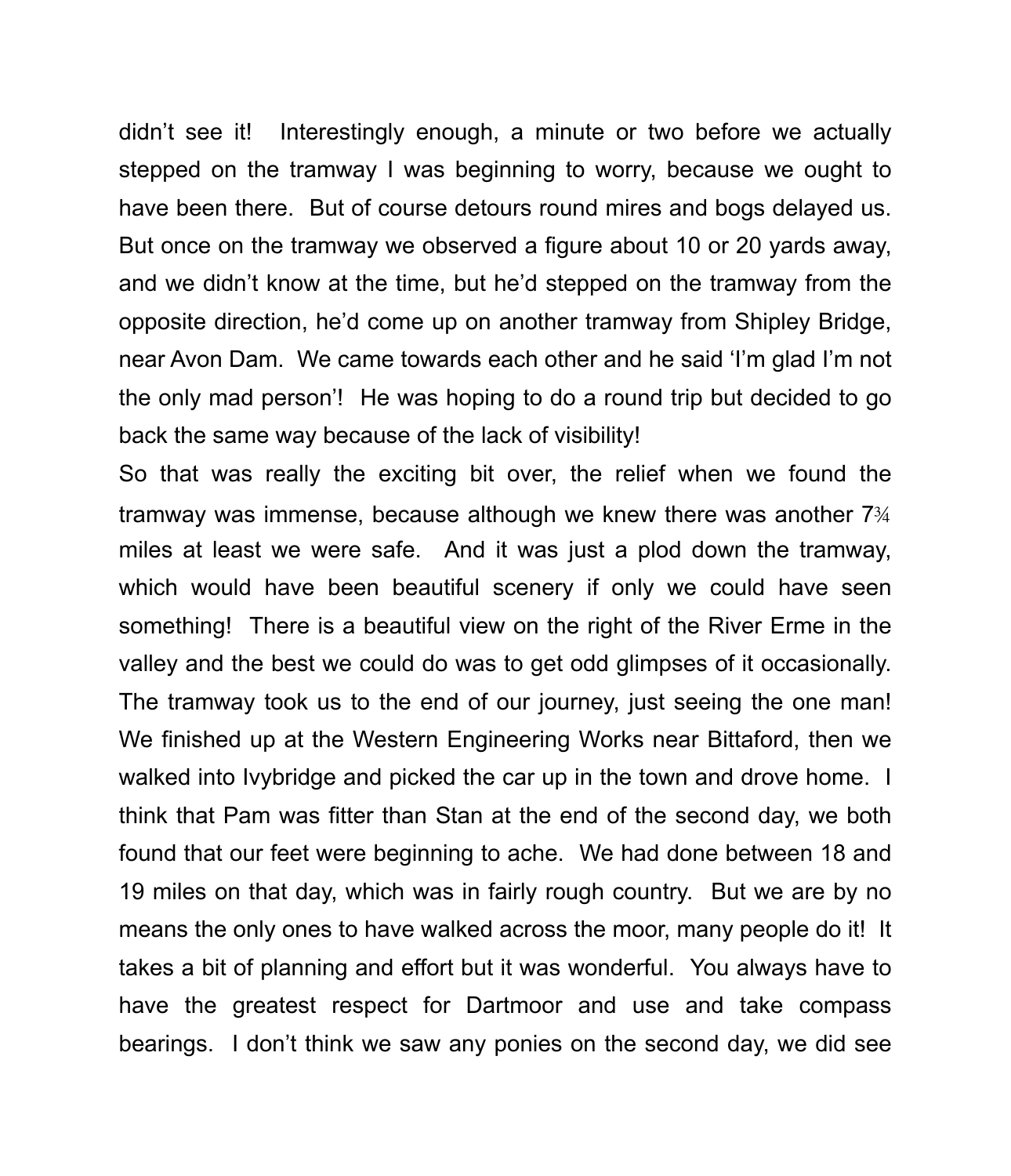didn't see it!  Interestingly enough, a minute or two before we actually stepped on the tramway I was beginning to worry, because we ought to have been there.  But of course detours round mires and bogs delayed us.  But once on the tramway we observed a figure about 10 or 20 yards away, and we didn't know at the time, but he'd stepped on the tramway from the opposite direction, he'd come up on another tramway from Shipley Bridge, near Avon Dam.  We came towards each other and he said 'I'm glad I'm not the only mad person'!  He was hoping to do a round trip but decided to go back the same way because of the lack of visibility!

So that was really the exciting bit over, the relief when we found the tramway was immense, because although we knew there was another 7¾ miles at least we were safe.  And it was just a plod down the tramway, which would have been beautiful scenery if only we could have seen something!  There is a beautiful view on the right of the River Erme in the valley and the best we could do was to get odd glimpses of it occasionally.  The tramway took us to the end of our journey, just seeing the one man!  We finished up at the Western Engineering Works near Bittaford, then we walked into Ivybridge and picked the car up in the town and drove home.  I think that Pam was fitter than Stan at the end of the second day, we both found that our feet were beginning to ache.  We had done between 18 and 19 miles on that day, which was in fairly rough country.  But we are by no means the only ones to have walked across the moor, many people do it!  It takes a bit of planning and effort but it was wonderful.  You always have to have the greatest respect for Dartmoor and use and take compass bearings.  I don't think we saw any ponies on the second day, we did see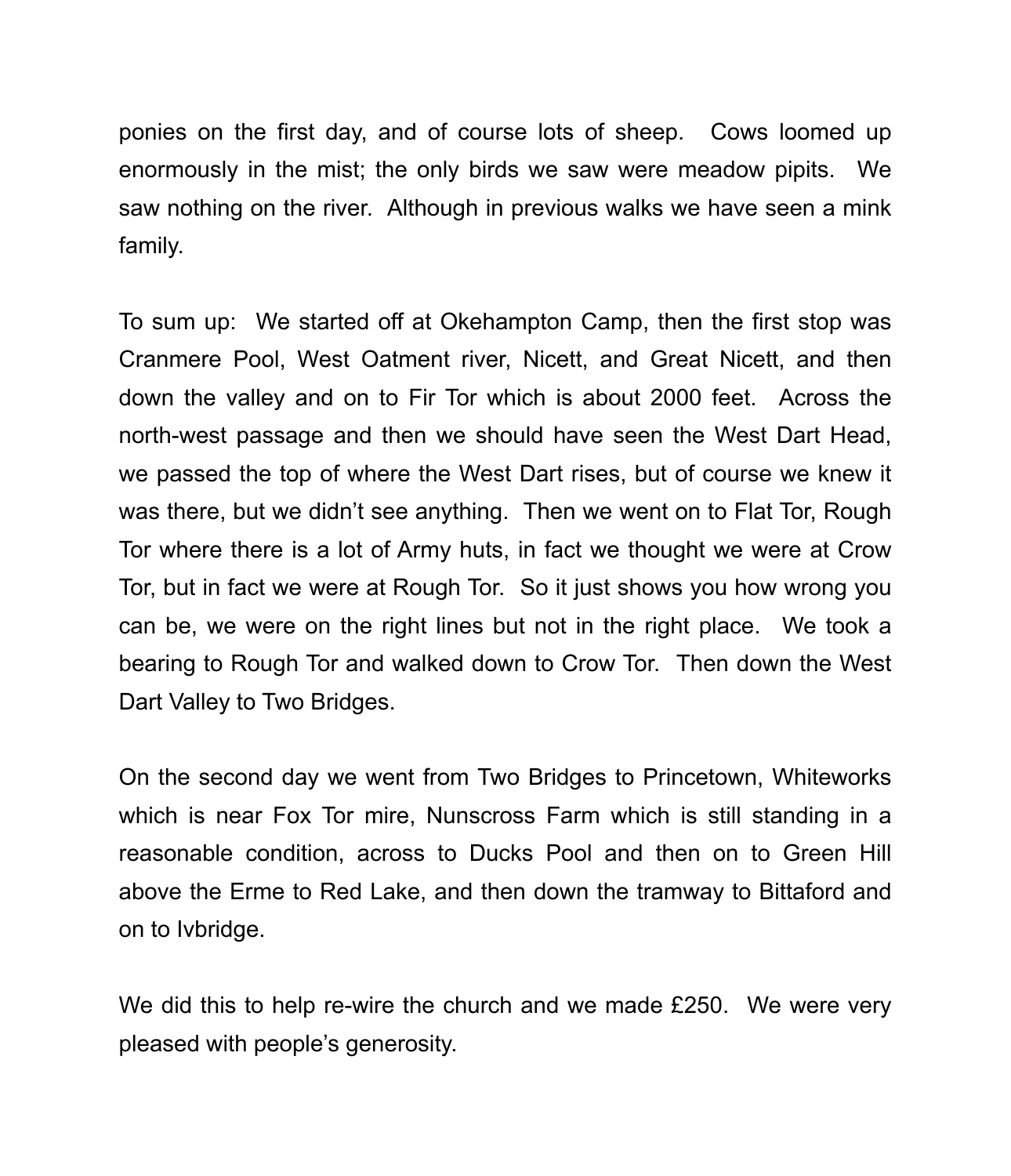ponies on the first day, and of course lots of sheep. Cows loomed up enormously in the mist; the only birds we saw were meadow pipits. We saw nothing on the river. Although in previous walks we have seen a mink family.

To sum up: We started off at Okehampton Camp, then the first stop was Cranmere Pool, West Oatment river, Nicett, and Great Nicett, and then down the valley and on to Fir Tor which is about 2000 feet. Across the north-west passage and then we should have seen the West Dart Head, we passed the top of where the West Dart rises, but of course we knew it was there, but we didn't see anything. Then we went on to Flat Tor, Rough Tor where there is a lot of Army huts, in fact we thought we were at Crow Tor, but in fact we were at Rough Tor. So it just shows you how wrong you can be, we were on the right lines but not in the right place. We took a bearing to Rough Tor and walked down to Crow Tor. Then down the West Dart Valley to Two Bridges.

On the second day we went from Two Bridges to Princetown, Whiteworks which is near Fox Tor mire, Nunscross Farm which is still standing in a reasonable condition, across to Ducks Pool and then on to Green Hill above the Erme to Red Lake, and then down the tramway to Bittaford and on to Ivbridge.

We did this to help re-wire the church and we made £250. We were very pleased with people's generosity.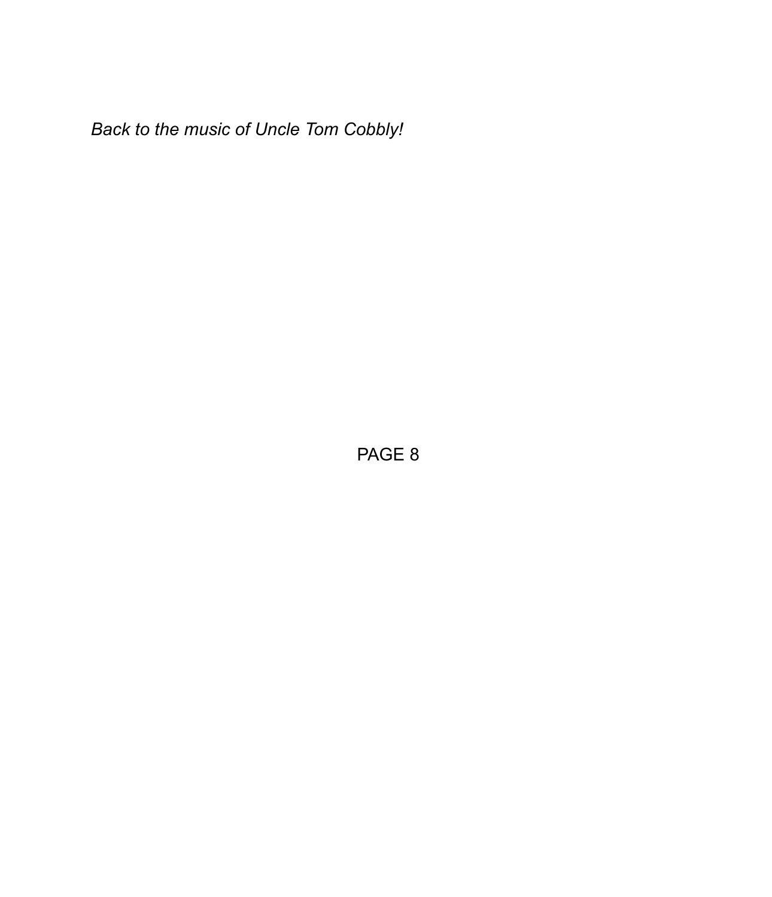*Back to the music of Uncle Tom Cobbly!*